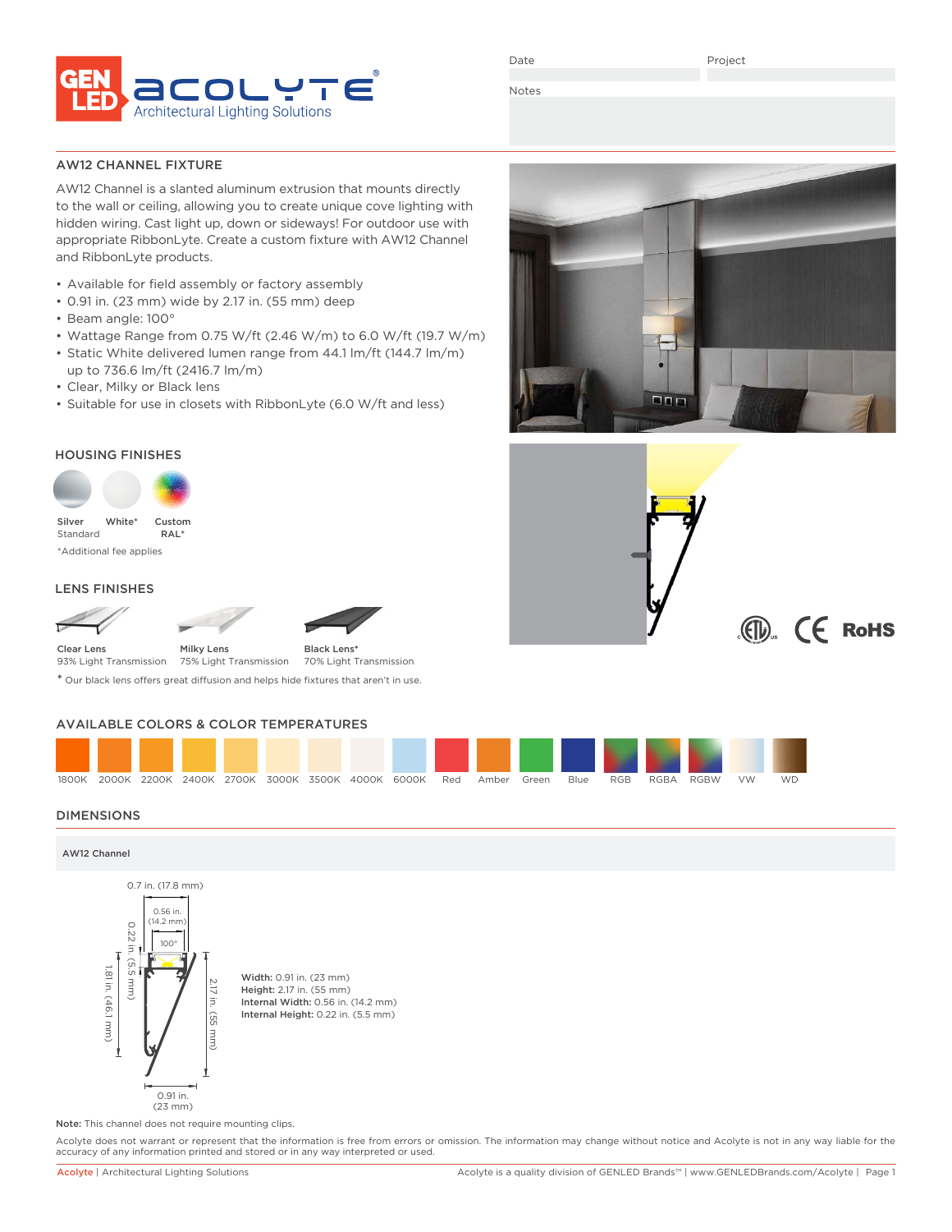GEN LED ACOLYTE® Architectural Lighting Solutions

Date

Project

Notes

## AW12 CHANNEL FIXTURE

AW12 Channel is a slanted aluminum extrusion that mounts directly to the wall or ceiling, allowing you to create unique cove lighting with hidden wiring. Cast light up, down or sideways! For outdoor use with appropriate RibbonLyte. Create a custom fixture with AW12 Channel and RibbonLyte products.

- Available for field assembly or factory assembly
- 0.91 in. (23 mm) wide by 2.17 in. (55 mm) deep
- Beam angle: 100°
- Wattage Range from 0.75 W/ft (2.46 W/m) to 6.0 W/ft (19.7 W/m)
- Static White delivered lumen range from 44.1 lm/ft (144.7 lm/m) up to 736.6 lm/ft (2416.7 lm/m)
- Clear, Milky or Black lens
- Suitable for use in closets with RibbonLyte (6.0 W/ft and less)

## HOUSING FINISHES

Silver Standard | White* | Custom RAL*

*Additional fee applies

## LENS FINISHES

- Clear Lens – 93% Light Transmission
- Milky Lens – 75% Light Transmission
- Black Lens* – 70% Light Transmission

* Our black lens offers great diffusion and helps hide fixtures that aren't in use.

## AVAILABLE COLORS & COLOR TEMPERATURES

1800K, 2000K, 2200K, 2400K, 2700K, 3000K, 3500K, 4000K, 6000K, Red, Amber, Green, Blue, RGB, RGBA, RGBW, VW, WD

## DIMENSIONS

**AW12 Channel**

0.7 in. (17.8 mm)
0.56 in. (14.2 mm)
100°
0.22 in. (5.5 mm)
1.81 in. (46.1 mm)
2.17 in. (55 mm)
0.91 in. (23 mm)

**Width:** 0.91 in. (23 mm)
**Height:** 2.17 in. (55 mm)
**Internal Width:** 0.56 in. (14.2 mm)
**Internal Height:** 0.22 in. (5.5 mm)

**Note:** This channel does not require mounting clips.

Acolyte does not warrant or represent that the information is free from errors or omission. The information may change without notice and Acolyte is not in any way liable for the accuracy of any information printed and stored or in any way interpreted or used.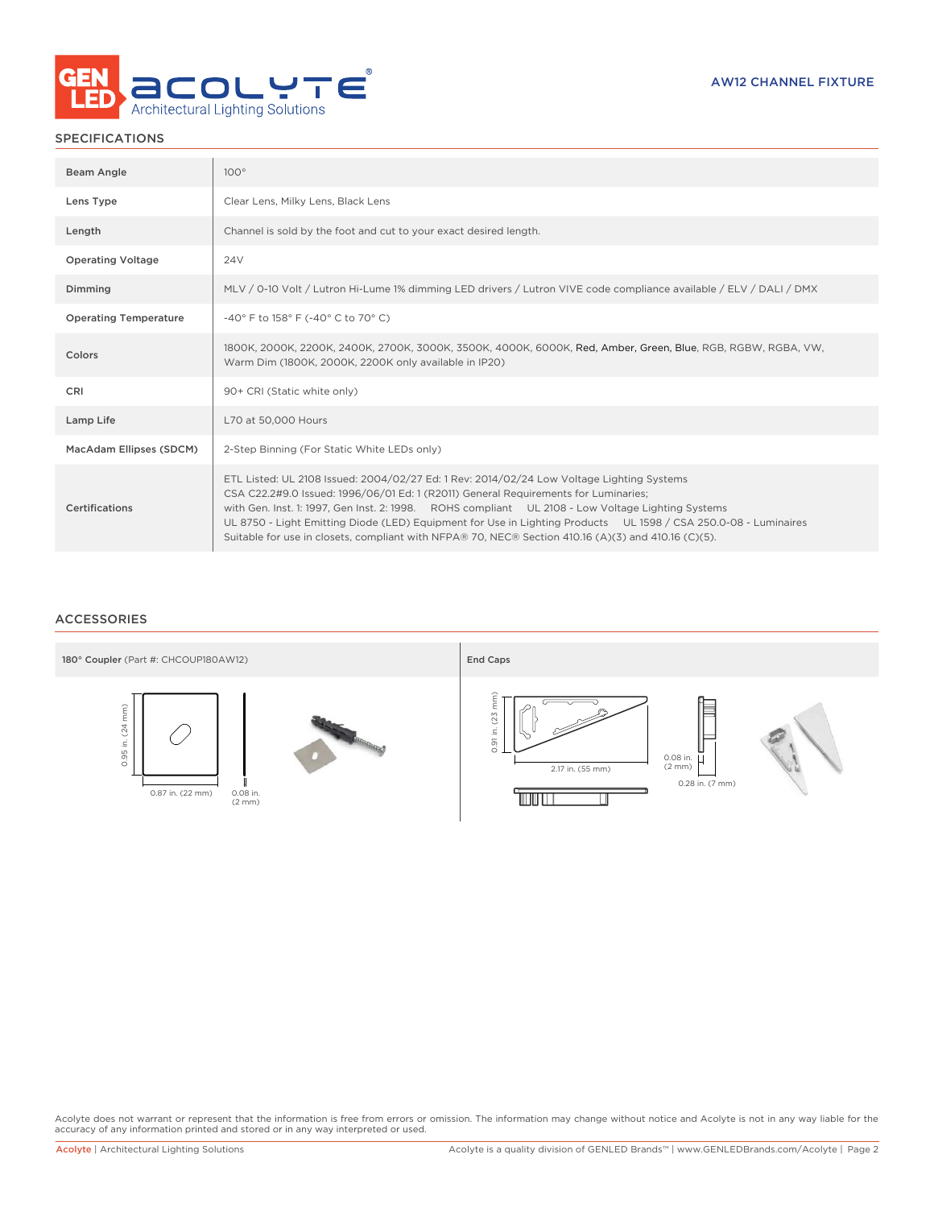AW12 CHANNEL FIXTURE

## SPECIFICATIONS

| | |
|---|---|
| Beam Angle | 100° |
| Lens Type | Clear Lens, Milky Lens, Black Lens |
| Length | Channel is sold by the foot and cut to your exact desired length. |
| Operating Voltage | 24V |
| Dimming | MLV / 0-10 Volt / Lutron Hi-Lume 1% dimming LED drivers / Lutron VIVE code compliance available / ELV / DALI / DMX |
| Operating Temperature | -40° F to 158° F (-40° C to 70° C) |
| Colors | 1800K, 2000K, 2200K, 2400K, 2700K, 3000K, 3500K, 4000K, 6000K, Red, Amber, Green, Blue, RGB, RGBW, RGBA, VW, Warm Dim (1800K, 2000K, 2200K only available in IP20) |
| CRI | 90+ CRI (Static white only) |
| Lamp Life | L70 at 50,000 Hours |
| MacAdam Ellipses (SDCM) | 2-Step Binning (For Static White LEDs only) |
| Certifications | ETL Listed: UL 2108 Issued: 2004/02/27 Ed: 1 Rev: 2014/02/24 Low Voltage Lighting Systems CSA C22.2#9.0 Issued: 1996/06/01 Ed: 1 (R2011) General Requirements for Luminaries; with Gen. Inst. 1: 1997, Gen Inst. 2: 1998. ROHS compliant UL 2108 - Low Voltage Lighting Systems UL 8750 - Light Emitting Diode (LED) Equipment for Use in Lighting Products UL 1598 / CSA 250.0-08 - Luminaires Suitable for use in closets, compliant with NFPA® 70, NEC® Section 410.16 (A)(3) and 410.16 (C)(5). |

## ACCESSORIES

**180° Coupler** (Part #: CHCOUP180AW12)

0.95 in. (24 mm)
0.87 in. (22 mm)
0.08 in. (2 mm)

**End Caps**

0.91 in. (23 mm)
2.17 in. (55 mm)
0.08 in. (2 mm)
0.28 in. (7 mm)

Acolyte does not warrant or represent that the information is free from errors or omission. The information may change without notice and Acolyte is not in any way liable for the accuracy of any information printed and stored or in any way interpreted or used.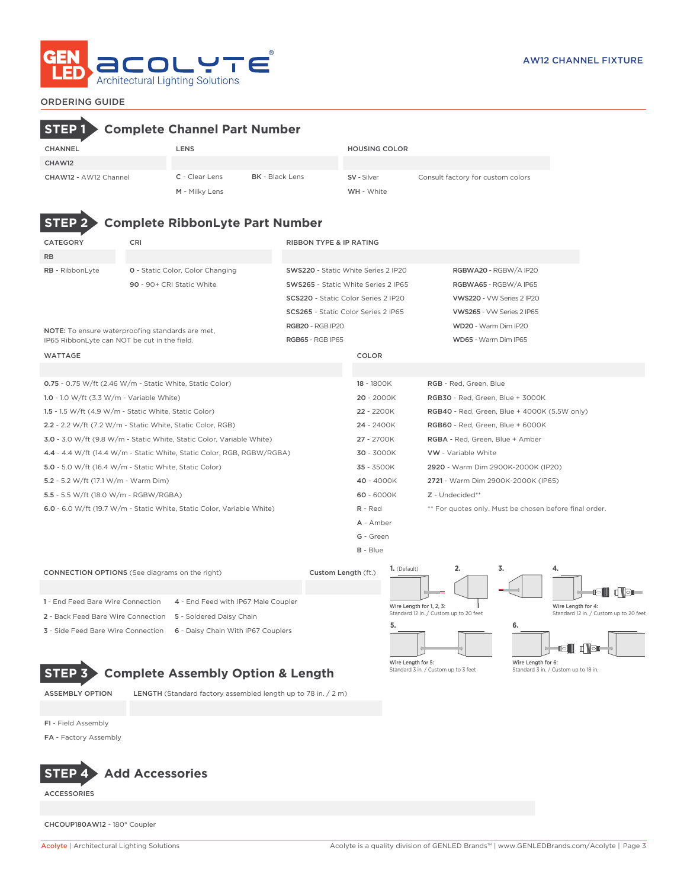# ORDERING GUIDE

## STEP 1 Complete Channel Part Number

| CHANNEL | LENS | | HOUSING COLOR | |
|---|---|---|---|---|
| CHAW12 | | | | |
| **CHAW12** - AW12 Channel | **C** - Clear Lens | **BK** - Black Lens | **SV** - Silver | Consult factory for custom colors |
| | **M** - Milky Lens | | **WH** - White | |

## STEP 2 Complete RibbonLyte Part Number

| CATEGORY | CRI | RIBBON TYPE & IP RATING | |
|---|---|---|---|
| RB | | | |
| **RB** - RibbonLyte | **0** - Static Color, Color Changing | **SWS220** - Static White Series 2 IP20 | **RGBWA20** - RGBW/A IP20 |
| | **90** - 90+ CRI Static White | **SWS265** - Static White Series 2 IP65 | **RGBWA65** - RGBW/A IP65 |
| | | **SCS220** - Static Color Series 2 IP20 | **VWS220** - VW Series 2 IP20 |
| | | **SCS265** - Static Color Series 2 IP65 | **VWS265** - VW Series 2 IP65 |
| | | **RGB20** - RGB IP20 | **WD20** - Warm Dim IP20 |
| | | **RGB65** - RGB IP65 | **WD65** - Warm Dim IP65 |

**NOTE:** To ensure waterproofing standards are met, IP65 RibbonLyte can NOT be cut in the field.

| WATTAGE | COLOR | |
|---|---|---|
| | | |
| **0.75** - 0.75 W/ft (2.46 W/m - Static White, Static Color) | **18** - 1800K | **RGB** - Red, Green, Blue |
| **1.0** - 1.0 W/ft (3.3 W/m - Variable White) | **20** - 2000K | **RGB30** - Red, Green, Blue + 3000K |
| **1.5** - 1.5 W/ft (4.9 W/m - Static White, Static Color) | **22** - 2200K | **RGB40** - Red, Green, Blue + 4000K (5.5W only) |
| **2.2** - 2.2 W/ft (7.2 W/m - Static White, Static Color, RGB) | **24** - 2400K | **RGB60** - Red, Green, Blue + 6000K |
| **3.0** - 3.0 W/ft (9.8 W/m - Static White, Static Color, Variable White) | **27** - 2700K | **RGBA** - Red, Green, Blue + Amber |
| **4.4** - 4.4 W/ft (14.4 W/m - Static White, Static Color, RGB, RGBW/RGBA) | **30** - 3000K | **VW** - Variable White |
| **5.0** - 5.0 W/ft (16.4 W/m - Static White, Static Color) | **35** - 3500K | **2920** - Warm Dim 2900K-2000K (IP20) |
| **5.2** - 5.2 W/ft (17.1 W/m - Warm Dim) | **40** - 4000K | **2721** - Warm Dim 2900K-2000K (IP65) |
| **5.5** - 5.5 W/ft (18.0 W/m - RGBW/RGBA) | **60** - 6000K | **Z** - Undecided** |
| **6.0** - 6.0 W/ft (19.7 W/m - Static White, Static Color, Variable White) | **R** - Red | ** For quotes only. Must be chosen before final order. |
| | **A** - Amber | |
| | **G** - Green | |
| | **B** - Blue | |

| CONNECTION OPTIONS (See diagrams on the right) | | Custom Length (ft.) |
|---|---|---|
| | | |
| 1 - End Feed Bare Wire Connection | 4 - End Feed with IP67 Male Coupler | |
| 2 - Back Feed Bare Wire Connection | 5 - Soldered Daisy Chain | |
| 3 - Side Feed Bare Wire Connection | 6 - Daisy Chain With IP67 Couplers | |

**1.** (Default) **2.** **3.**
Wire Length for 1, 2, 3:
Standard 12 in. / Custom up to 20 feet

**4.**
Wire Length for 4:
Standard 12 in. / Custom up to 20 feet

**5.**
Wire Length for 5:
Standard 3 in. / Custom up to 3 feet

**6.**
Wire Length for 6:
Standard 3 in. / Custom up to 18 in.

## STEP 3 Complete Assembly Option & Length

| ASSEMBLY OPTION | LENGTH (Standard factory assembled length up to 78 in. / 2 m) |
|---|---|
| | |
| **FI** - Field Assembly | |
| **FA** - Factory Assembly | |

## STEP 4 Add Accessories

| ACCESSORIES |
|---|
| |
| **CHCOUP180AW12** - 180° Coupler |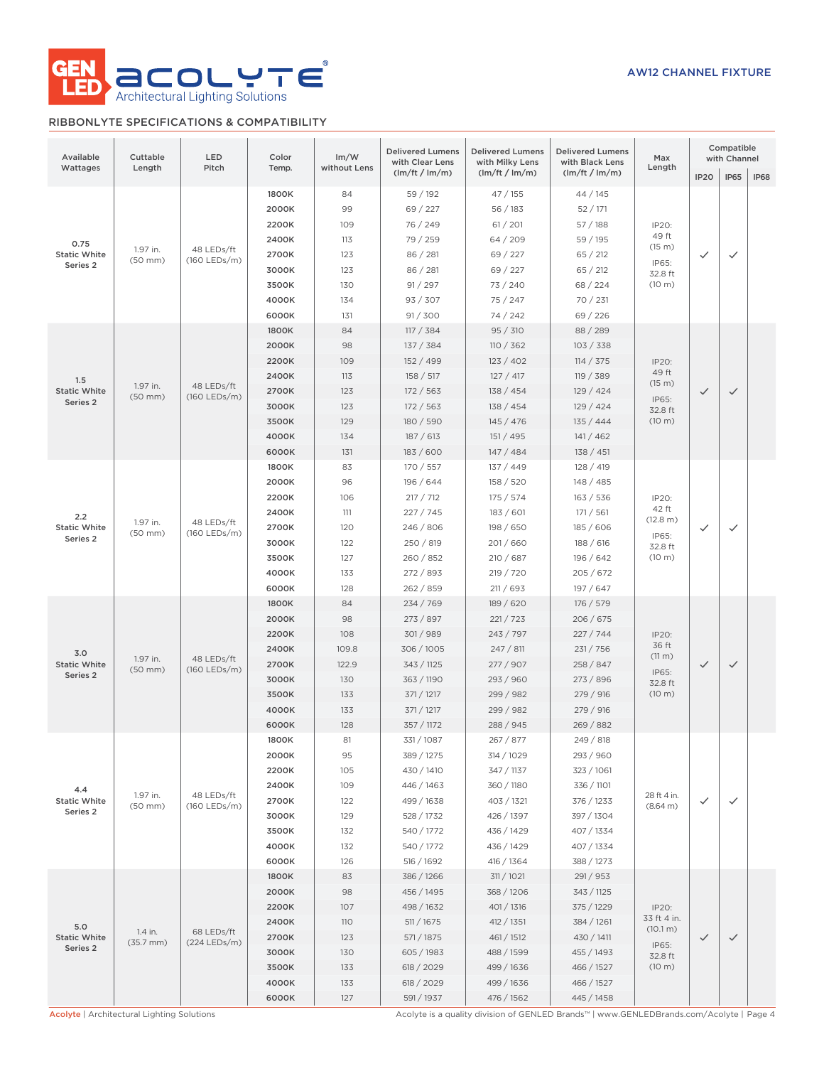AW12 CHANNEL FIXTURE

## RIBBONLYTE SPECIFICATIONS & COMPATIBILITY

| Available Wattages | Cuttable Length | LED Pitch | Color Temp. | lm/W without Lens | Delivered Lumens with Clear Lens (lm/ft / lm/m) | Delivered Lumens with Milky Lens (lm/ft / lm/m) | Delivered Lumens with Black Lens (lm/ft / lm/m) | Max Length | Compatible with Channel | | |
|---|---|---|---|---|---|---|---|---|---|---|---|
| | | | | | | | | | IP20 | IP65 | IP68 |
| 0.75 Static White Series 2 | 1.97 in. (50 mm) | 48 LEDs/ft (160 LEDs/m) | 1800K | 84 | 59 / 192 | 47 / 155 | 44 / 145 | IP20: 49 ft (15 m) IP65: 32.8 ft (10 m) | ✓ | ✓ | |
| | | | 2000K | 99 | 69 / 227 | 56 / 183 | 52 / 171 | | | | |
| | | | 2200K | 109 | 76 / 249 | 61 / 201 | 57 / 188 | | | | |
| | | | 2400K | 113 | 79 / 259 | 64 / 209 | 59 / 195 | | | | |
| | | | 2700K | 123 | 86 / 281 | 69 / 227 | 65 / 212 | | | | |
| | | | 3000K | 123 | 86 / 281 | 69 / 227 | 65 / 212 | | | | |
| | | | 3500K | 130 | 91 / 297 | 73 / 240 | 68 / 224 | | | | |
| | | | 4000K | 134 | 93 / 307 | 75 / 247 | 70 / 231 | | | | |
| | | | 6000K | 131 | 91 / 300 | 74 / 242 | 69 / 226 | | | | |
| 1.5 Static White Series 2 | 1.97 in. (50 mm) | 48 LEDs/ft (160 LEDs/m) | 1800K | 84 | 117 / 384 | 95 / 310 | 88 / 289 | IP20: 49 ft (15 m) IP65: 32.8 ft (10 m) | ✓ | ✓ | |
| | | | 2000K | 98 | 137 / 384 | 110 / 362 | 103 / 338 | | | | |
| | | | 2200K | 109 | 152 / 499 | 123 / 402 | 114 / 375 | | | | |
| | | | 2400K | 113 | 158 / 517 | 127 / 417 | 119 / 389 | | | | |
| | | | 2700K | 123 | 172 / 563 | 138 / 454 | 129 / 424 | | | | |
| | | | 3000K | 123 | 172 / 563 | 138 / 454 | 129 / 424 | | | | |
| | | | 3500K | 129 | 180 / 590 | 145 / 476 | 135 / 444 | | | | |
| | | | 4000K | 134 | 187 / 613 | 151 / 495 | 141 / 462 | | | | |
| | | | 6000K | 131 | 183 / 600 | 147 / 484 | 138 / 451 | | | | |
| 2.2 Static White Series 2 | 1.97 in. (50 mm) | 48 LEDs/ft (160 LEDs/m) | 1800K | 83 | 170 / 557 | 137 / 449 | 128 / 419 | IP20: 42 ft (12.8 m) IP65: 32.8 ft (10 m) | ✓ | ✓ | |
| | | | 2000K | 96 | 196 / 644 | 158 / 520 | 148 / 485 | | | | |
| | | | 2200K | 106 | 217 / 712 | 175 / 574 | 163 / 536 | | | | |
| | | | 2400K | 111 | 227 / 745 | 183 / 601 | 171 / 561 | | | | |
| | | | 2700K | 120 | 246 / 806 | 198 / 650 | 185 / 606 | | | | |
| | | | 3000K | 122 | 250 / 819 | 201 / 660 | 188 / 616 | | | | |
| | | | 3500K | 127 | 260 / 852 | 210 / 687 | 196 / 642 | | | | |
| | | | 4000K | 133 | 272 / 893 | 219 / 720 | 205 / 672 | | | | |
| | | | 6000K | 128 | 262 / 859 | 211 / 693 | 197 / 647 | | | | |
| 3.0 Static White Series 2 | 1.97 in. (50 mm) | 48 LEDs/ft (160 LEDs/m) | 1800K | 84 | 234 / 769 | 189 / 620 | 176 / 579 | IP20: 36 ft (11 m) IP65: 32.8 ft (10 m) | ✓ | ✓ | |
| | | | 2000K | 98 | 273 / 897 | 221 / 723 | 206 / 675 | | | | |
| | | | 2200K | 108 | 301 / 989 | 243 / 797 | 227 / 744 | | | | |
| | | | 2400K | 109.8 | 306 / 1005 | 247 / 811 | 231 / 756 | | | | |
| | | | 2700K | 122.9 | 343 / 1125 | 277 / 907 | 258 / 847 | | | | |
| | | | 3000K | 130 | 363 / 1190 | 293 / 960 | 273 / 896 | | | | |
| | | | 3500K | 133 | 371 / 1217 | 299 / 982 | 279 / 916 | | | | |
| | | | 4000K | 133 | 371 / 1217 | 299 / 982 | 279 / 916 | | | | |
| | | | 6000K | 128 | 357 / 1172 | 288 / 945 | 269 / 882 | | | | |
| 4.4 Static White Series 2 | 1.97 in. (50 mm) | 48 LEDs/ft (160 LEDs/m) | 1800K | 81 | 331 / 1087 | 267 / 877 | 249 / 818 | 28 ft 4 in. (8.64 m) | ✓ | ✓ | |
| | | | 2000K | 95 | 389 / 1275 | 314 / 1029 | 293 / 960 | | | | |
| | | | 2200K | 105 | 430 / 1410 | 347 / 1137 | 323 / 1061 | | | | |
| | | | 2400K | 109 | 446 / 1463 | 360 / 1180 | 336 / 1101 | | | | |
| | | | 2700K | 122 | 499 / 1638 | 403 / 1321 | 376 / 1233 | | | | |
| | | | 3000K | 129 | 528 / 1732 | 426 / 1397 | 397 / 1304 | | | | |
| | | | 3500K | 132 | 540 / 1772 | 436 / 1429 | 407 / 1334 | | | | |
| | | | 4000K | 132 | 540 / 1772 | 436 / 1429 | 407 / 1334 | | | | |
| | | | 6000K | 126 | 516 / 1692 | 416 / 1364 | 388 / 1273 | | | | |
| 5.0 Static White Series 2 | 1.4 in. (35.7 mm) | 68 LEDs/ft (224 LEDs/m) | 1800K | 83 | 386 / 1266 | 311 / 1021 | 291 / 953 | IP20: 33 ft 4 in. (10.1 m) IP65: 32.8 ft (10 m) | ✓ | ✓ | |
| | | | 2000K | 98 | 456 / 1495 | 368 / 1206 | 343 / 1125 | | | | |
| | | | 2200K | 107 | 498 / 1632 | 401 / 1316 | 375 / 1229 | | | | |
| | | | 2400K | 110 | 511 / 1675 | 412 / 1351 | 384 / 1261 | | | | |
| | | | 2700K | 123 | 571 / 1875 | 461 / 1512 | 430 / 1411 | | | | |
| | | | 3000K | 130 | 605 / 1983 | 488 / 1599 | 455 / 1493 | | | | |
| | | | 3500K | 133 | 618 / 2029 | 499 / 1636 | 466 / 1527 | | | | |
| | | | 4000K | 133 | 618 / 2029 | 499 / 1636 | 466 / 1527 | | | | |
| | | | 6000K | 127 | 591 / 1937 | 476 / 1562 | 445 / 1458 | | | | |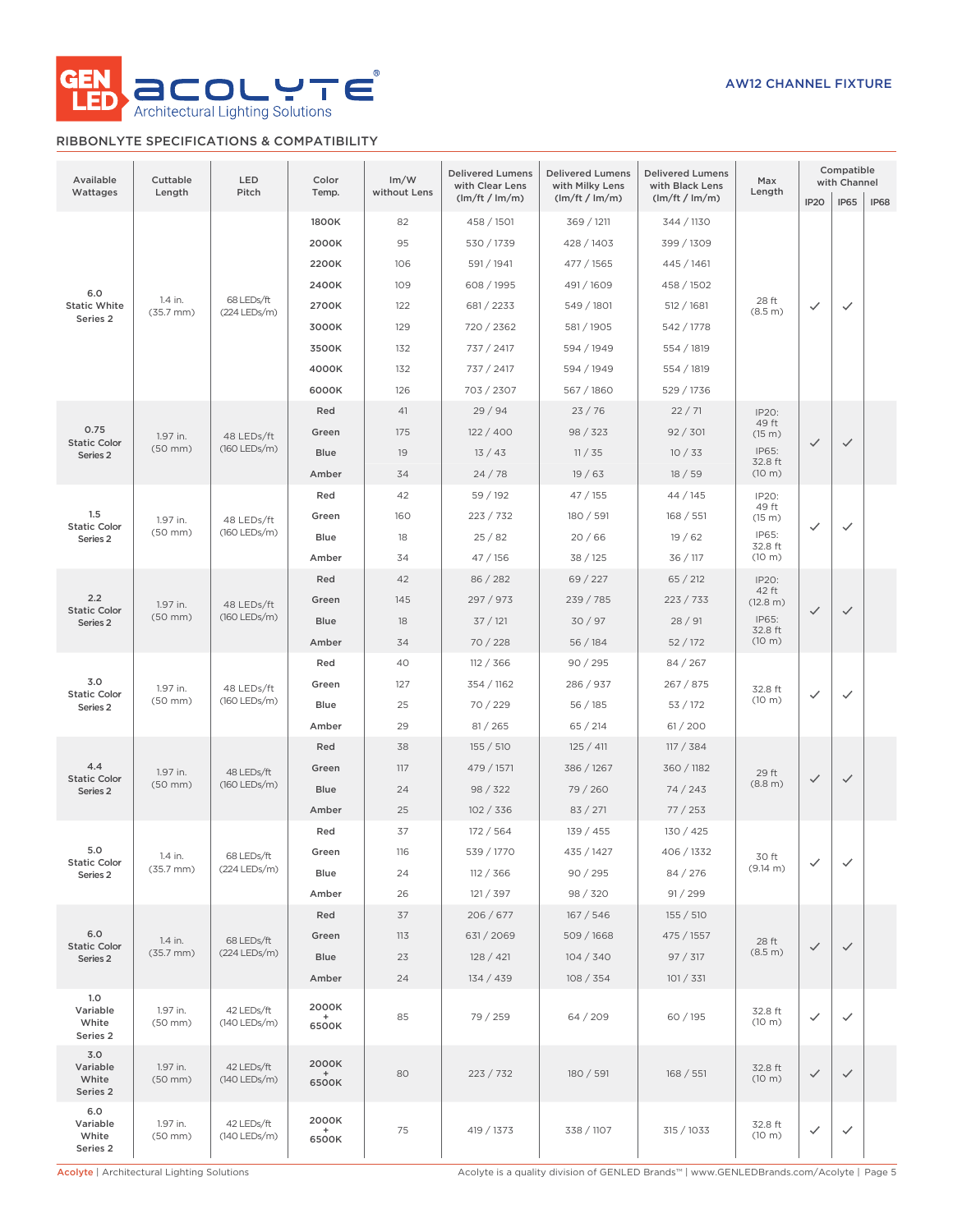# AW12 CHANNEL FIXTURE

## RIBBONLYTE SPECIFICATIONS & COMPATIBILITY

| Available Wattages | Cuttable Length | LED Pitch | Color Temp. | lm/W without Lens | Delivered Lumens with Clear Lens (lm/ft / lm/m) | Delivered Lumens with Milky Lens (lm/ft / lm/m) | Delivered Lumens with Black Lens (lm/ft / lm/m) | Max Length | Compatible with Channel | | |
|---|---|---|---|---|---|---|---|---|---|---|---|
| | | | | | | | | | IP20 | IP65 | IP68 |
| 6.0 Static White Series 2 | 1.4 in. (35.7 mm) | 68 LEDs/ft (224 LEDs/m) | 1800K | 82 | 458 / 1501 | 369 / 1211 | 344 / 1130 | 28 ft (8.5 m) | ✓ | ✓ | |
| | | | 2000K | 95 | 530 / 1739 | 428 / 1403 | 399 / 1309 | | | | |
| | | | 2200K | 106 | 591 / 1941 | 477 / 1565 | 445 / 1461 | | | | |
| | | | 2400K | 109 | 608 / 1995 | 491 / 1609 | 458 / 1502 | | | | |
| | | | 2700K | 122 | 681 / 2233 | 549 / 1801 | 512 / 1681 | | | | |
| | | | 3000K | 129 | 720 / 2362 | 581 / 1905 | 542 / 1778 | | | | |
| | | | 3500K | 132 | 737 / 2417 | 594 / 1949 | 554 / 1819 | | | | |
| | | | 4000K | 132 | 737 / 2417 | 594 / 1949 | 554 / 1819 | | | | |
| | | | 6000K | 126 | 703 / 2307 | 567 / 1860 | 529 / 1736 | | | | |
| 0.75 Static Color Series 2 | 1.97 in. (50 mm) | 48 LEDs/ft (160 LEDs/m) | Red | 41 | 29 / 94 | 23 / 76 | 22 / 71 | IP20: 49 ft (15 m) IP65: 32.8 ft (10 m) | ✓ | ✓ | |
| | | | Green | 175 | 122 / 400 | 98 / 323 | 92 / 301 | | | | |
| | | | Blue | 19 | 13 / 43 | 11 / 35 | 10 / 33 | | | | |
| | | | Amber | 34 | 24 / 78 | 19 / 63 | 18 / 59 | | | | |
| 1.5 Static Color Series 2 | 1.97 in. (50 mm) | 48 LEDs/ft (160 LEDs/m) | Red | 42 | 59 / 192 | 47 / 155 | 44 / 145 | IP20: 49 ft (15 m) IP65: 32.8 ft (10 m) | ✓ | ✓ | |
| | | | Green | 160 | 223 / 732 | 180 / 591 | 168 / 551 | | | | |
| | | | Blue | 18 | 25 / 82 | 20 / 66 | 19 / 62 | | | | |
| | | | Amber | 34 | 47 / 156 | 38 / 125 | 36 / 117 | | | | |
| 2.2 Static Color Series 2 | 1.97 in. (50 mm) | 48 LEDs/ft (160 LEDs/m) | Red | 42 | 86 / 282 | 69 / 227 | 65 / 212 | IP20: 42 ft (12.8 m) IP65: 32.8 ft (10 m) | ✓ | ✓ | |
| | | | Green | 145 | 297 / 973 | 239 / 785 | 223 / 733 | | | | |
| | | | Blue | 18 | 37 / 121 | 30 / 97 | 28 / 91 | | | | |
| | | | Amber | 34 | 70 / 228 | 56 / 184 | 52 / 172 | | | | |
| 3.0 Static Color Series 2 | 1.97 in. (50 mm) | 48 LEDs/ft (160 LEDs/m) | Red | 40 | 112 / 366 | 90 / 295 | 84 / 267 | 32.8 ft (10 m) | ✓ | ✓ | |
| | | | Green | 127 | 354 / 1162 | 286 / 937 | 267 / 875 | | | | |
| | | | Blue | 25 | 70 / 229 | 56 / 185 | 53 / 172 | | | | |
| | | | Amber | 29 | 81 / 265 | 65 / 214 | 61 / 200 | | | | |
| 4.4 Static Color Series 2 | 1.97 in. (50 mm) | 48 LEDs/ft (160 LEDs/m) | Red | 38 | 155 / 510 | 125 / 411 | 117 / 384 | 29 ft (8.8 m) | ✓ | ✓ | |
| | | | Green | 117 | 479 / 1571 | 386 / 1267 | 360 / 1182 | | | | |
| | | | Blue | 24 | 98 / 322 | 79 / 260 | 74 / 243 | | | | |
| | | | Amber | 25 | 102 / 336 | 83 / 271 | 77 / 253 | | | | |
| 5.0 Static Color Series 2 | 1.4 in. (35.7 mm) | 68 LEDs/ft (224 LEDs/m) | Red | 37 | 172 / 564 | 139 / 455 | 130 / 425 | 30 ft (9.14 m) | ✓ | ✓ | |
| | | | Green | 116 | 539 / 1770 | 435 / 1427 | 406 / 1332 | | | | |
| | | | Blue | 24 | 112 / 366 | 90 / 295 | 84 / 276 | | | | |
| | | | Amber | 26 | 121 / 397 | 98 / 320 | 91 / 299 | | | | |
| 6.0 Static Color Series 2 | 1.4 in. (35.7 mm) | 68 LEDs/ft (224 LEDs/m) | Red | 37 | 206 / 677 | 167 / 546 | 155 / 510 | 28 ft (8.5 m) | ✓ | ✓ | |
| | | | Green | 113 | 631 / 2069 | 509 / 1668 | 475 / 1557 | | | | |
| | | | Blue | 23 | 128 / 421 | 104 / 340 | 97 / 317 | | | | |
| | | | Amber | 24 | 134 / 439 | 108 / 354 | 101 / 331 | | | | |
| 1.0 Variable White Series 2 | 1.97 in. (50 mm) | 42 LEDs/ft (140 LEDs/m) | 2000K + 6500K | 85 | 79 / 259 | 64 / 209 | 60 / 195 | 32.8 ft (10 m) | ✓ | ✓ | |
| 3.0 Variable White Series 2 | 1.97 in. (50 mm) | 42 LEDs/ft (140 LEDs/m) | 2000K + 6500K | 80 | 223 / 732 | 180 / 591 | 168 / 551 | 32.8 ft (10 m) | ✓ | ✓ | |
| 6.0 Variable White Series 2 | 1.97 in. (50 mm) | 42 LEDs/ft (140 LEDs/m) | 2000K + 6500K | 75 | 419 / 1373 | 338 / 1107 | 315 / 1033 | 32.8 ft (10 m) | ✓ | ✓ | |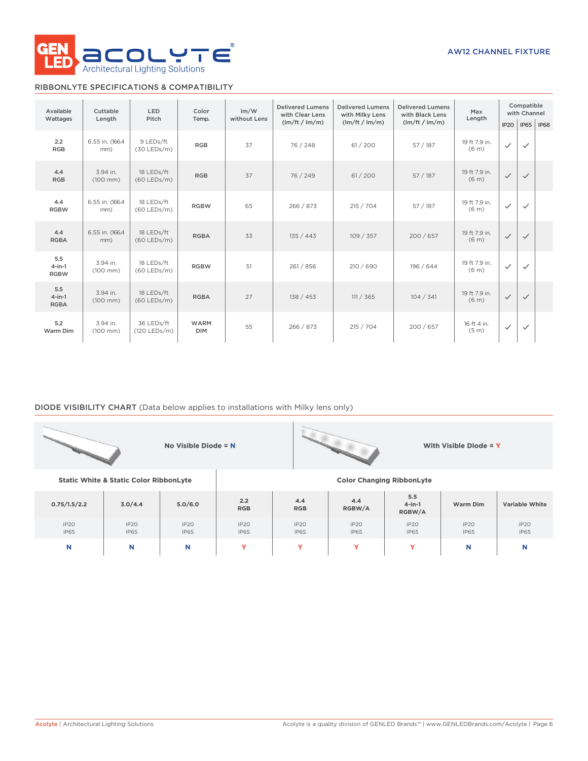AW12 CHANNEL FIXTURE

## RIBBONLYTE SPECIFICATIONS & COMPATIBILITY

| Available Wattages | Cuttable Length | LED Pitch | Color Temp. | lm/W without Lens | Delivered Lumens with Clear Lens (lm/ft / lm/m) | Delivered Lumens with Milky Lens (lm/ft / lm/m) | Delivered Lumens with Black Lens (lm/ft / lm/m) | Max Length | Compatible with Channel | | |
|---|---|---|---|---|---|---|---|---|---|---|---|
| | | | | | | | | | IP20 | IP65 | IP68 |
| 2.2 RGB | 6.55 in. (166.4 mm) | 9 LEDs/ft (30 LEDs/m) | RGB | 37 | 76 / 248 | 61 / 200 | 57 / 187 | 19 ft 7.9 in. (6 m) | ✓ | ✓ | |
| 4.4 RGB | 3.94 in. (100 mm) | 18 LEDs/ft (60 LEDs/m) | RGB | 37 | 76 / 249 | 61 / 200 | 57 / 187 | 19 ft 7.9 in. (6 m) | ✓ | ✓ | |
| 4.4 RGBW | 6.55 in. (166.4 mm) | 18 LEDs/ft (60 LEDs/m) | RGBW | 65 | 266 / 873 | 215 / 704 | 57 / 187 | 19 ft 7.9 in. (6 m) | ✓ | ✓ | |
| 4.4 RGBA | 6.55 in. (166.4 mm) | 18 LEDs/ft (60 LEDs/m) | RGBA | 33 | 135 / 443 | 109 / 357 | 200 / 657 | 19 ft 7.9 in. (6 m) | ✓ | ✓ | |
| 5.5 4-in-1 RGBW | 3.94 in. (100 mm) | 18 LEDs/ft (60 LEDs/m) | RGBW | 51 | 261 / 856 | 210 / 690 | 196 / 644 | 19 ft 7.9 in. (6 m) | ✓ | ✓ | |
| 5.5 4-in-1 RGBA | 3.94 in. (100 mm) | 18 LEDs/ft (60 LEDs/m) | RGBA | 27 | 138 / 453 | 111 / 365 | 104 / 341 | 19 ft 7.9 in. (6 m) | ✓ | ✓ | |
| 5.2 Warm Dim | 3.94 in. (100 mm) | 36 LEDs/ft (120 LEDs/m) | WARM DIM | 55 | 266 / 873 | 215 / 704 | 200 / 657 | 16 ft 4 in. (5 m) | ✓ | ✓ | |

## DIODE VISIBILITY CHART (Data below applies to installations with Milky lens only)

No Visible Diode = N

With Visible Diode = Y

| Static White & Static Color RibbonLyte | | | Color Changing RibbonLyte | | | | | |
|---|---|---|---|---|---|---|---|---|
| 0.75/1.5/2.2 | 3.0/4.4 | 5.0/6.0 | 2.2 RGB | 4.4 RGB | 4.4 RGBW/A | 5.5 4-in-1 RGBW/A | Warm Dim | Variable White |
| IP20 IP65 | IP20 IP65 | IP20 IP65 | IP20 IP65 | IP20 IP65 | IP20 IP65 | IP20 IP65 | IP20 IP65 | IP20 IP65 |
| N | N | N | Y | Y | Y | Y | N | N |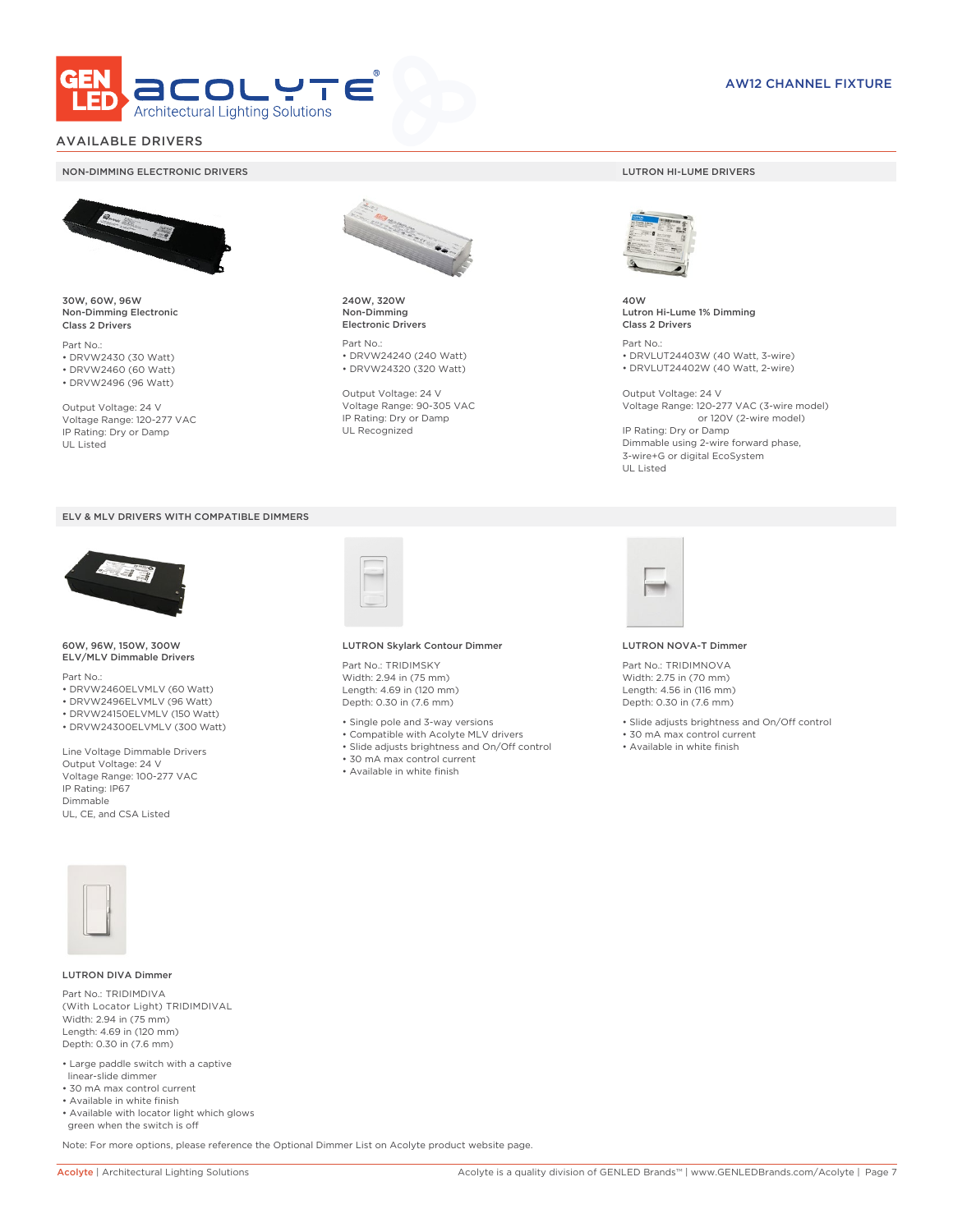AW12 CHANNEL FIXTURE

## AVAILABLE DRIVERS

### NON-DIMMING ELECTRONIC DRIVERS

**30W, 60W, 96W**
**Non-Dimming Electronic**
**Class 2 Drivers**

Part No.:
- DRVW2430 (30 Watt)
- DRVW2460 (60 Watt)
- DRVW2496 (96 Watt)

Output Voltage: 24 V
Voltage Range: 120-277 VAC
IP Rating: Dry or Damp
UL Listed

**240W, 320W**
**Non-Dimming**
**Electronic Drivers**

Part No.:
- DRVW24240 (240 Watt)
- DRVW24320 (320 Watt)

Output Voltage: 24 V
Voltage Range: 90-305 VAC
IP Rating: Dry or Damp
UL Recognized

### LUTRON HI-LUME DRIVERS

**40W**
**Lutron Hi-Lume 1% Dimming**
**Class 2 Drivers**

Part No.:
- DRVLUT24403W (40 Watt, 3-wire)
- DRVLUT24402W (40 Watt, 2-wire)

Output Voltage: 24 V
Voltage Range: 120-277 VAC (3-wire model)
or 120V (2-wire model)
IP Rating: Dry or Damp
Dimmable using 2-wire forward phase, 3-wire+G or digital EcoSystem
UL Listed

### ELV & MLV DRIVERS WITH COMPATIBLE DIMMERS

**60W, 96W, 150W, 300W**
**ELV/MLV Dimmable Drivers**

Part No.:
- DRVW2460ELVMLV (60 Watt)
- DRVW2496ELVMLV (96 Watt)
- DRVW24150ELVMLV (150 Watt)
- DRVW24300ELVMLV (300 Watt)

Line Voltage Dimmable Drivers
Output Voltage: 24 V
Voltage Range: 100-277 VAC
IP Rating: IP67
Dimmable
UL, CE, and CSA Listed

**LUTRON Skylark Contour Dimmer**

Part No.: TRIDIMSKY
Width: 2.94 in (75 mm)
Length: 4.69 in (120 mm)
Depth: 0.30 in (7.6 mm)

- Single pole and 3-way versions
- Compatible with Acolyte MLV drivers
- Slide adjusts brightness and On/Off control
- 30 mA max control current
- Available in white finish

**LUTRON NOVA-T Dimmer**

Part No.: TRIDIMNOVA
Width: 2.75 in (70 mm)
Length: 4.56 in (116 mm)
Depth: 0.30 in (7.6 mm)

- Slide adjusts brightness and On/Off control
- 30 mA max control current
- Available in white finish

**LUTRON DIVA Dimmer**

Part No.: TRIDIMDIVA
(With Locator Light) TRIDIMDIVAL
Width: 2.94 in (75 mm)
Length: 4.69 in (120 mm)
Depth: 0.30 in (7.6 mm)

- Large paddle switch with a captive linear-slide dimmer
- 30 mA max control current
- Available in white finish
- Available with locator light which glows green when the switch is off

Note: For more options, please reference the Optional Dimmer List on Acolyte product website page.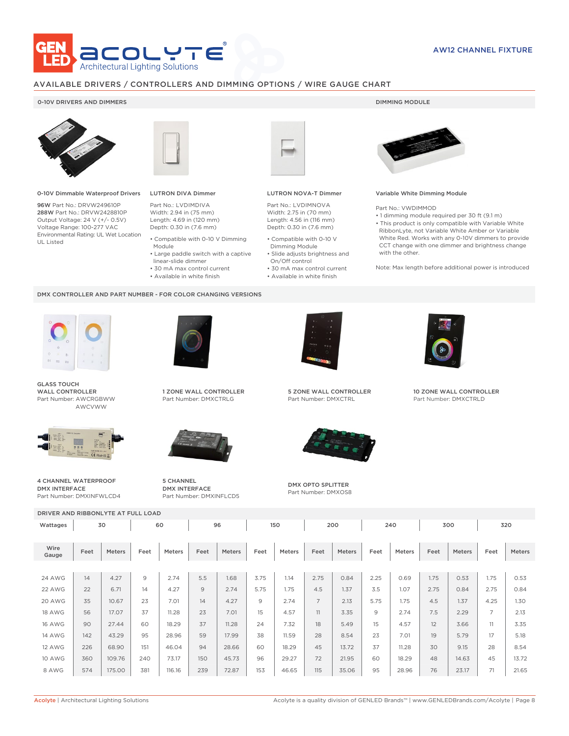AW12 CHANNEL FIXTURE

## AVAILABLE DRIVERS / CONTROLLERS AND DIMMING OPTIONS / WIRE GAUGE CHART

### 0-10V DRIVERS AND DIMMERS

**0-10V Dimmable Waterproof Drivers**

**96W** Part No.: DRVW249610P
**288W** Part No.: DRVW2428810P
Output Voltage: 24 V (+/- 0.5V)
Voltage Range: 100-277 VAC
Environmental Rating: UL Wet Location
UL Listed

**LUTRON DIVA Dimmer**

Part No.: LVDIMDIVA
Width: 2.94 in (75 mm)
Length: 4.69 in (120 mm)
Depth: 0.30 in (7.6 mm)

- Compatible with 0-10 V Dimming Module
- Large paddle switch with a captive linear-slide dimmer
- 30 mA max control current
- Available in white finish

**LUTRON NOVA-T Dimmer**

Part No.: LVDIMNOVA
Width: 2.75 in (70 mm)
Length: 4.56 in (116 mm)
Depth: 0.30 in (7.6 mm)

- Compatible with 0-10 V Dimming Module
- Slide adjusts brightness and On/Off control
- 30 mA max control current
- Available in white finish

### DIMMING MODULE

**Variable White Dimming Module**

Part No.: VWDIMMOD

- 1 dimming module required per 30 ft (9.1 m)
- This product is only compatible with Variable White RibbonLyte, not Variable White Amber or Variable White Red. Works with any 0-10V dimmers to provide CCT change with one dimmer and brightness change with the other.

Note: Max length before additional power is introduced

### DMX CONTROLLER AND PART NUMBER - FOR COLOR CHANGING VERSIONS

**GLASS TOUCH WALL CONTROLLER**
Part Number: AWCRGBWW
AWCVWW

**1 ZONE WALL CONTROLLER**
Part Number: DMXCTRLG

**5 ZONE WALL CONTROLLER**
Part Number: DMXCTRL

**10 ZONE WALL CONTROLLER**
Part Number: DMXCTRLD

**4 CHANNEL WATERPROOF DMX INTERFACE**
Part Number: DMXINFWLCD4

**5 CHANNEL DMX INTERFACE**
Part Number: DMXINFLCD5

**DMX OPTO SPLITTER**
Part Number: DMXOS8

### DRIVER AND RIBBONLYTE AT FULL LOAD

| Wattages | 30 | | 60 | | 96 | | 150 | | 200 | | 240 | | 300 | | 320 | |
|---|---|---|---|---|---|---|---|---|---|---|---|---|---|---|---|---|
| Wire Gauge | Feet | Meters | Feet | Meters | Feet | Meters | Feet | Meters | Feet | Meters | Feet | Meters | Feet | Meters | Feet | Meters |
| 24 AWG | 14 | 4.27 | 9 | 2.74 | 5.5 | 1.68 | 3.75 | 1.14 | 2.75 | 0.84 | 2.25 | 0.69 | 1.75 | 0.53 | 1.75 | 0.53 |
| 22 AWG | 22 | 6.71 | 14 | 4.27 | 9 | 2.74 | 5.75 | 1.75 | 4.5 | 1.37 | 3.5 | 1.07 | 2.75 | 0.84 | 2.75 | 0.84 |
| 20 AWG | 35 | 10.67 | 23 | 7.01 | 14 | 4.27 | 9 | 2.74 | 7 | 2.13 | 5.75 | 1.75 | 4.5 | 1.37 | 4.25 | 1.30 |
| 18 AWG | 56 | 17.07 | 37 | 11.28 | 23 | 7.01 | 15 | 4.57 | 11 | 3.35 | 9 | 2.74 | 7.5 | 2.29 | 7 | 2.13 |
| 16 AWG | 90 | 27.44 | 60 | 18.29 | 37 | 11.28 | 24 | 7.32 | 18 | 5.49 | 15 | 4.57 | 12 | 3.66 | 11 | 3.35 |
| 14 AWG | 142 | 43.29 | 95 | 28.96 | 59 | 17.99 | 38 | 11.59 | 28 | 8.54 | 23 | 7.01 | 19 | 5.79 | 17 | 5.18 |
| 12 AWG | 226 | 68.90 | 151 | 46.04 | 94 | 28.66 | 60 | 18.29 | 45 | 13.72 | 37 | 11.28 | 30 | 9.15 | 28 | 8.54 |
| 10 AWG | 360 | 109.76 | 240 | 73.17 | 150 | 45.73 | 96 | 29.27 | 72 | 21.95 | 60 | 18.29 | 48 | 14.63 | 45 | 13.72 |
| 8 AWG | 574 | 175.00 | 381 | 116.16 | 239 | 72.87 | 153 | 46.65 | 115 | 35.06 | 95 | 28.96 | 76 | 23.17 | 71 | 21.65 |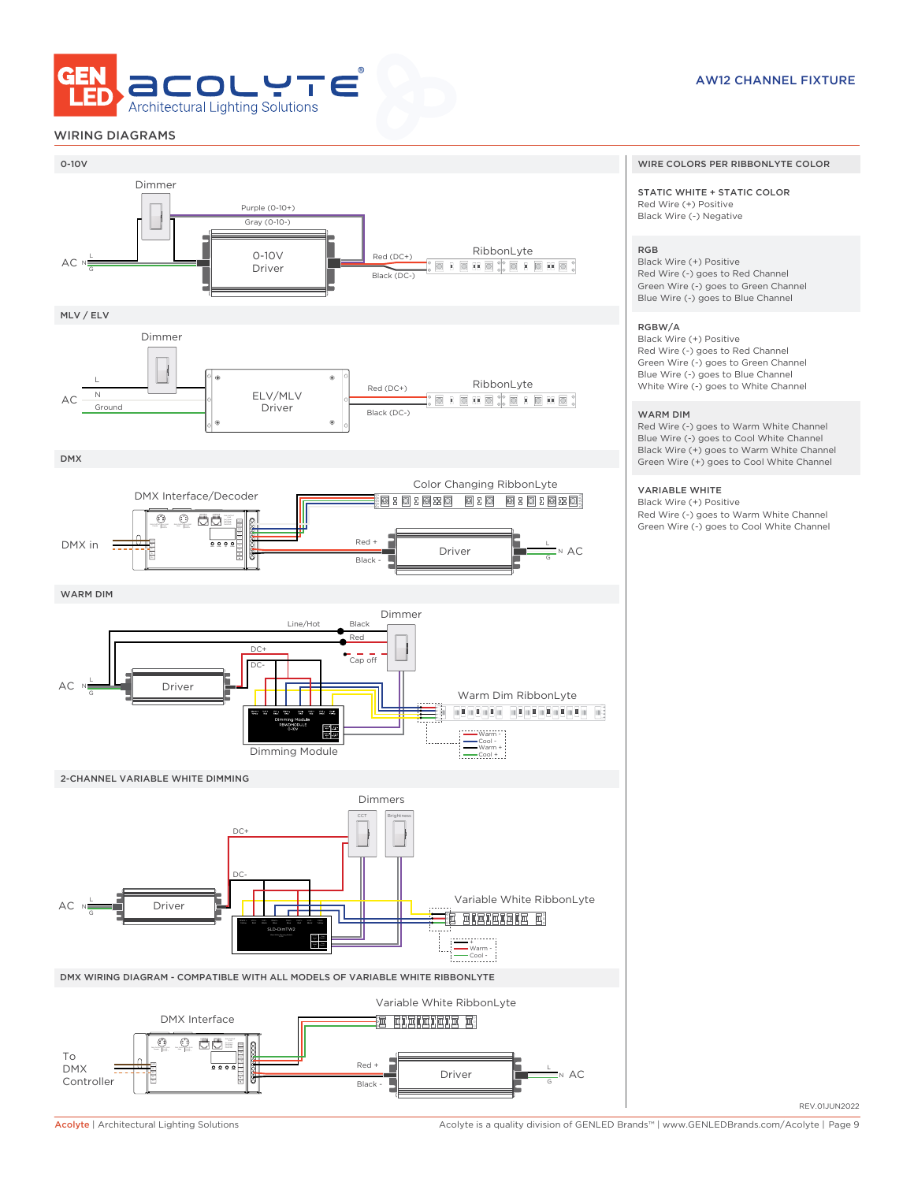GEN LED acolyte® Architectural Lighting Solutions

AW12 CHANNEL FIXTURE

## WIRING DIAGRAMS

### 0-10V

Dimmer

Purple (0-10+)

Gray (0-10-)

AC L N G

0-10V Driver

Red (DC+)

Black (DC-)

RibbonLyte

### MLV / ELV

Dimmer

L

N

AC

Ground

ELV/MLV Driver

Red (DC+)

Black (DC-)

RibbonLyte

### DMX

Color Changing RibbonLyte

DMX Interface/Decoder

DMX in

Red +

Black -

Driver

L N G AC

### WARM DIM

Dimmer

Line/Hot

Black

Red

Cap off

DC+

DC-

AC L N G

Driver

Warm Dim RibbonLyte

Dimming Module

Warm -
Cool -
Warm +
Cool +

### 2-CHANNEL VARIABLE WHITE DIMMING

Dimmers

CCT

Brightness

DC+

DC-

AC L N G

Driver

Variable White RibbonLyte

Warm -
Cool -

### DMX WIRING DIAGRAM - COMPATIBLE WITH ALL MODELS OF VARIABLE WHITE RIBBONLYTE

Variable White RibbonLyte

DMX Interface

To DMX Controller

Red +

Black -

Driver

L N G AC

## WIRE COLORS PER RIBBONLYTE COLOR

**STATIC WHITE + STATIC COLOR**
Red Wire (+) Positive
Black Wire (-) Negative

**RGB**
Black Wire (+) Positive
Red Wire (-) goes to Red Channel
Green Wire (-) goes to Green Channel
Blue Wire (-) goes to Blue Channel

**RGBW/A**
Black Wire (+) Positive
Red Wire (-) goes to Red Channel
Green Wire (-) goes to Green Channel
Blue Wire (-) goes to Blue Channel
White Wire (-) goes to White Channel

**WARM DIM**
Red Wire (-) goes to Warm White Channel
Blue Wire (-) goes to Cool White Channel
Black Wire (+) goes to Warm White Channel
Green Wire (+) goes to Cool White Channel

**VARIABLE WHITE**
Black Wire (+) Positive
Red Wire (-) goes to Warm White Channel
Green Wire (-) goes to Cool White Channel

REV.01JUN2022

Acolyte | Architectural Lighting Solutions — Acolyte is a quality division of GENLED Brands™ | www.GENLEDBrands.com/Acolyte